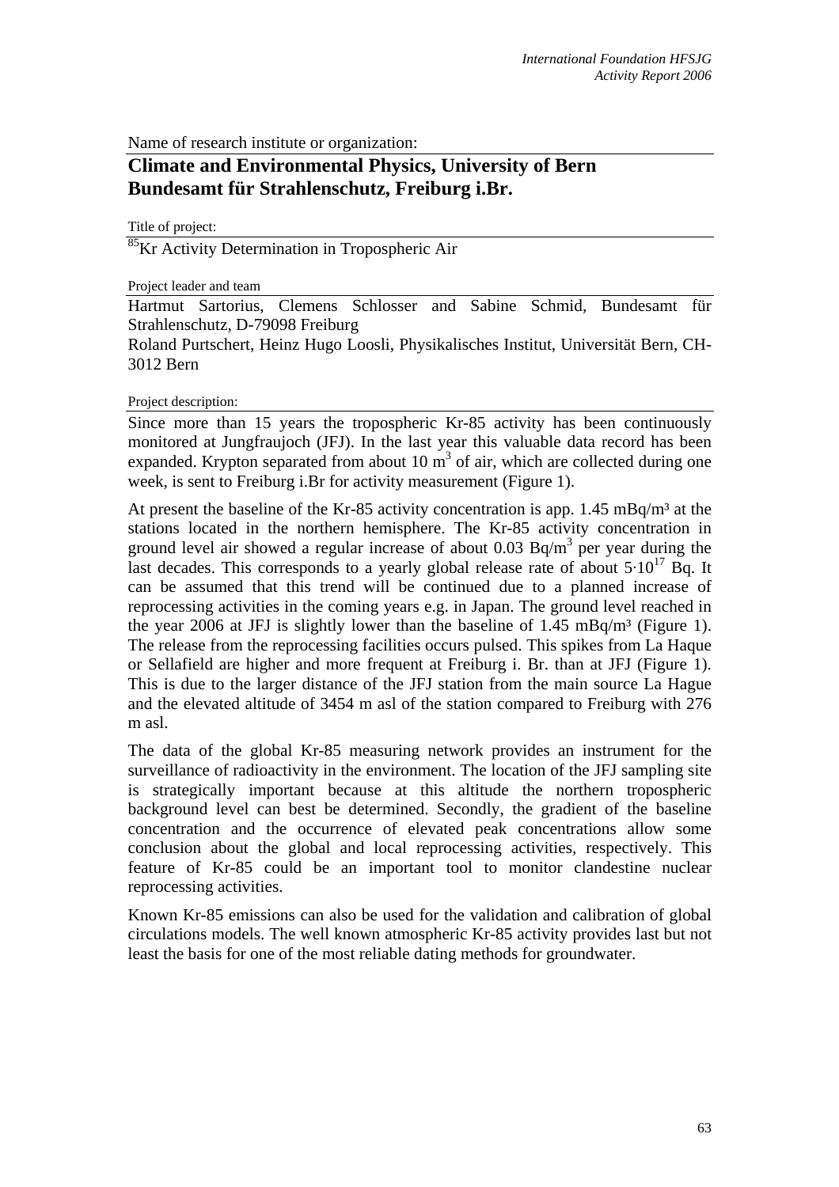Name of research institute or organization:

## Climate and Environmental Physics, University of Bern
## Bundesamt für Strahlenschutz, Freiburg i.Br.

Title of project:

$^{85}$Kr Activity Determination in Tropospheric Air

Project leader and team

Hartmut Sartorius, Clemens Schlosser and Sabine Schmid, Bundesamt für Strahlenschutz, D-79098 Freiburg

Roland Purtschert, Heinz Hugo Loosli, Physikalisches Institut, Universität Bern, CH-3012 Bern

Project description:

Since more than 15 years the tropospheric Kr-85 activity has been continuously monitored at Jungfraujoch (JFJ). In the last year this valuable data record has been expanded. Krypton separated from about 10 $m^3$ of air, which are collected during one week, is sent to Freiburg i.Br for activity measurement (Figure 1).

At present the baseline of the Kr-85 activity concentration is app. 1.45 $mBq/m^3$ at the stations located in the northern hemisphere. The Kr-85 activity concentration in ground level air showed a regular increase of about 0.03 $Bq/m^3$ per year during the last decades. This corresponds to a yearly global release rate of about $5 \cdot 10^{17}$ Bq. It can be assumed that this trend will be continued due to a planned increase of reprocessing activities in the coming years e.g. in Japan. The ground level reached in the year 2006 at JFJ is slightly lower than the baseline of 1.45 $mBq/m^3$ (Figure 1). The release from the reprocessing facilities occurs pulsed. This spikes from La Haque or Sellafield are higher and more frequent at Freiburg i. Br. than at JFJ (Figure 1). This is due to the larger distance of the JFJ station from the main source La Hague and the elevated altitude of 3454 m asl of the station compared to Freiburg with 276 m asl.

The data of the global Kr-85 measuring network provides an instrument for the surveillance of radioactivity in the environment. The location of the JFJ sampling site is strategically important because at this altitude the northern tropospheric background level can best be determined. Secondly, the gradient of the baseline concentration and the occurrence of elevated peak concentrations allow some conclusion about the global and local reprocessing activities, respectively. This feature of Kr-85 could be an important tool to monitor clandestine nuclear reprocessing activities.

Known Kr-85 emissions can also be used for the validation and calibration of global circulations models. The well known atmospheric Kr-85 activity provides last but not least the basis for one of the most reliable dating methods for groundwater.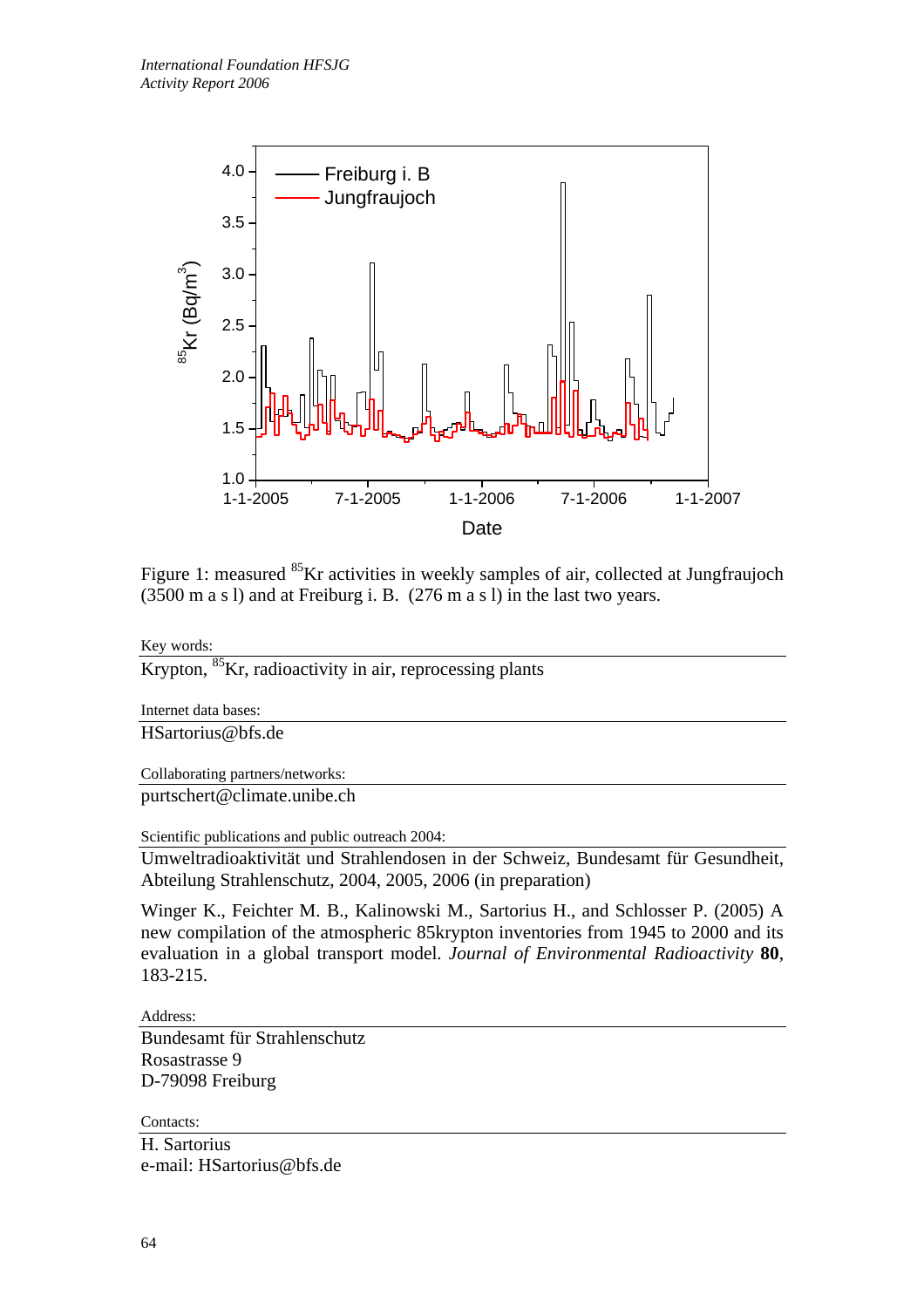4.0
3.5
3.0
2.5
2.0
1.5
1.0

$^{85}$Kr (Bq/m$^3$)

Freiburg i. B

Jungfraujoch

1-1-2005
7-1-2005
1-1-2006
7-1-2006
1-1-2007

Date

Figure 1: measured $^{85}$Kr activities in weekly samples of air, collected at Jungfraujoch (3500 m a s l) and at Freiburg i. B. (276 m a s l) in the last two years.

Key words:

Krypton, $^{85}$Kr, radioactivity in air, reprocessing plants

Internet data bases:

HSartorius@bfs.de

Collaborating partners/networks:

purtschert@climate.unibe.ch

Scientific publications and public outreach 2004:

Umweltradioaktivität und Strahlendosen in der Schweiz, Bundesamt für Gesundheit, Abteilung Strahlenschutz, 2004, 2005, 2006 (in preparation)

Winger K., Feichter M. B., Kalinowski M., Sartorius H., and Schlosser P. (2005) A new compilation of the atmospheric 85krypton inventories from 1945 to 2000 and its evaluation in a global transport model. *Journal of Environmental Radioactivity* **80**, 183-215.

Address:

Bundesamt für Strahlenschutz
Rosastrasse 9
D-79098 Freiburg

Contacts:

H. Sartorius
e-mail: HSartorius@bfs.de